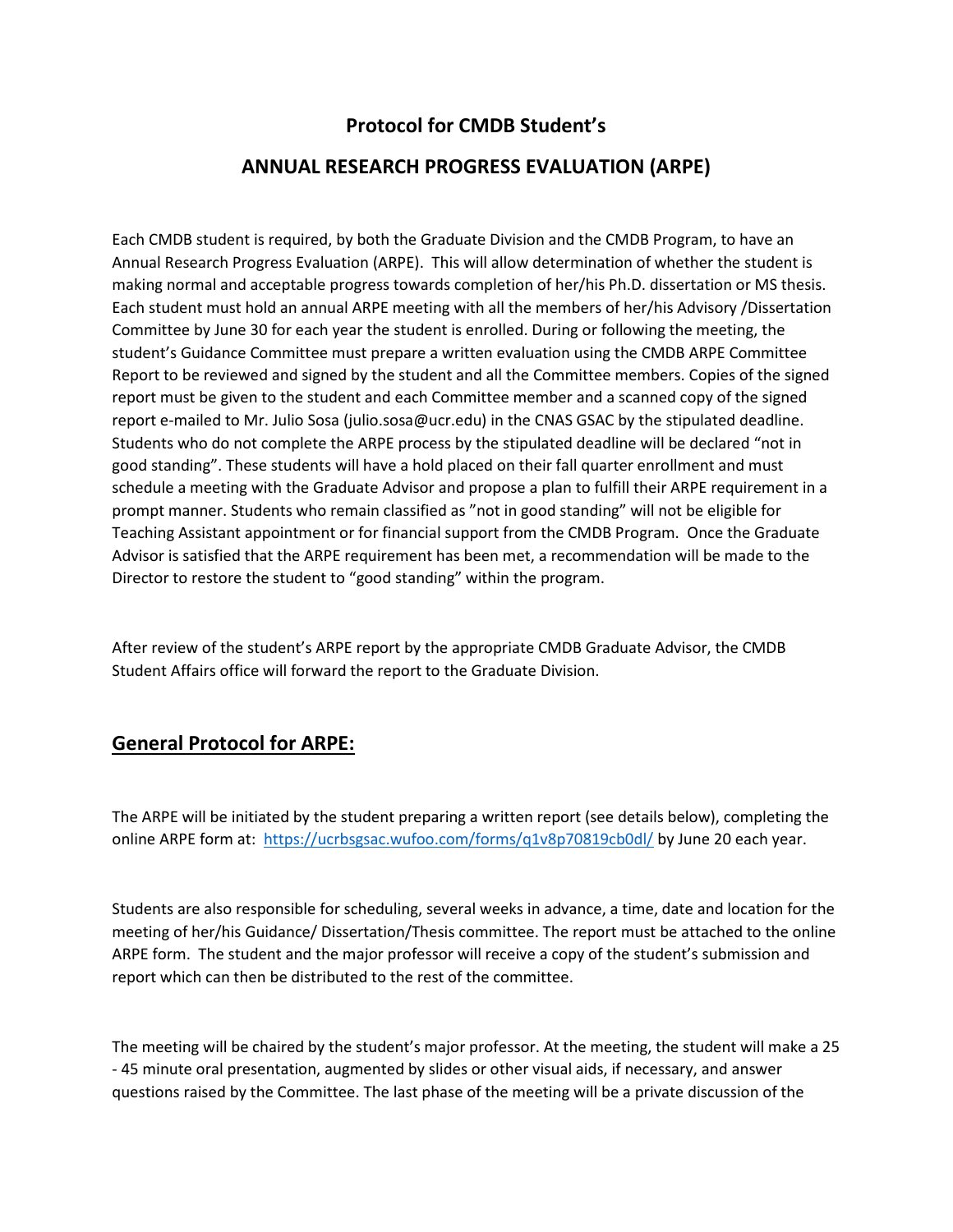# Protocol for CMDB Student's

# ANNUAL RESEARCH PROGRESS EVALUATION (ARPE)

Each CMDB student is required, by both the Graduate Division and the CMDB Program, to have an Annual Research Progress Evaluation (ARPE). This will allow determination of whether the student is making normal and acceptable progress towards completion of her/his Ph.D. dissertation or MS thesis. Each student must hold an annual ARPE meeting with all the members of her/his Advisory /Dissertation Committee by June 30 for each year the student is enrolled. During or following the meeting, the student's Guidance Committee must prepare a written evaluation using the CMDB ARPE Committee Report to be reviewed and signed by the student and all the Committee members. Copies of the signed report must be given to the student and each Committee member and a scanned copy of the signed report e-mailed to Mr. Julio Sosa (julio.sosa@ucr.edu) in the CNAS GSAC by the stipulated deadline. Students who do not complete the ARPE process by the stipulated deadline will be declared "not in good standing". These students will have a hold placed on their fall quarter enrollment and must schedule a meeting with the Graduate Advisor and propose a plan to fulfill their ARPE requirement in a prompt manner. Students who remain classified as "not in good standing" will not be eligible for Teaching Assistant appointment or for financial support from the CMDB Program. Once the Graduate Advisor is satisfied that the ARPE requirement has been met, a recommendation will be made to the Director to restore the student to "good standing" within the program.

After review of the student's ARPE report by the appropriate CMDB Graduate Advisor, the CMDB Student Affairs office will forward the report to the Graduate Division.

## General Protocol for ARPE:

The ARPE will be initiated by the student preparing a written report (see details below), completing the online ARPE form at: https://ucrbsgsac.wufoo.com/forms/q1v8p70819cb0dl/ by June 20 each year.

Students are also responsible for scheduling, several weeks in advance, a time, date and location for the meeting of her/his Guidance/ Dissertation/Thesis committee. The report must be attached to the online ARPE form. The student and the major professor will receive a copy of the student's submission and report which can then be distributed to the rest of the committee.

The meeting will be chaired by the student's major professor. At the meeting, the student will make a 25 - 45 minute oral presentation, augmented by slides or other visual aids, if necessary, and answer questions raised by the Committee. The last phase of the meeting will be a private discussion of the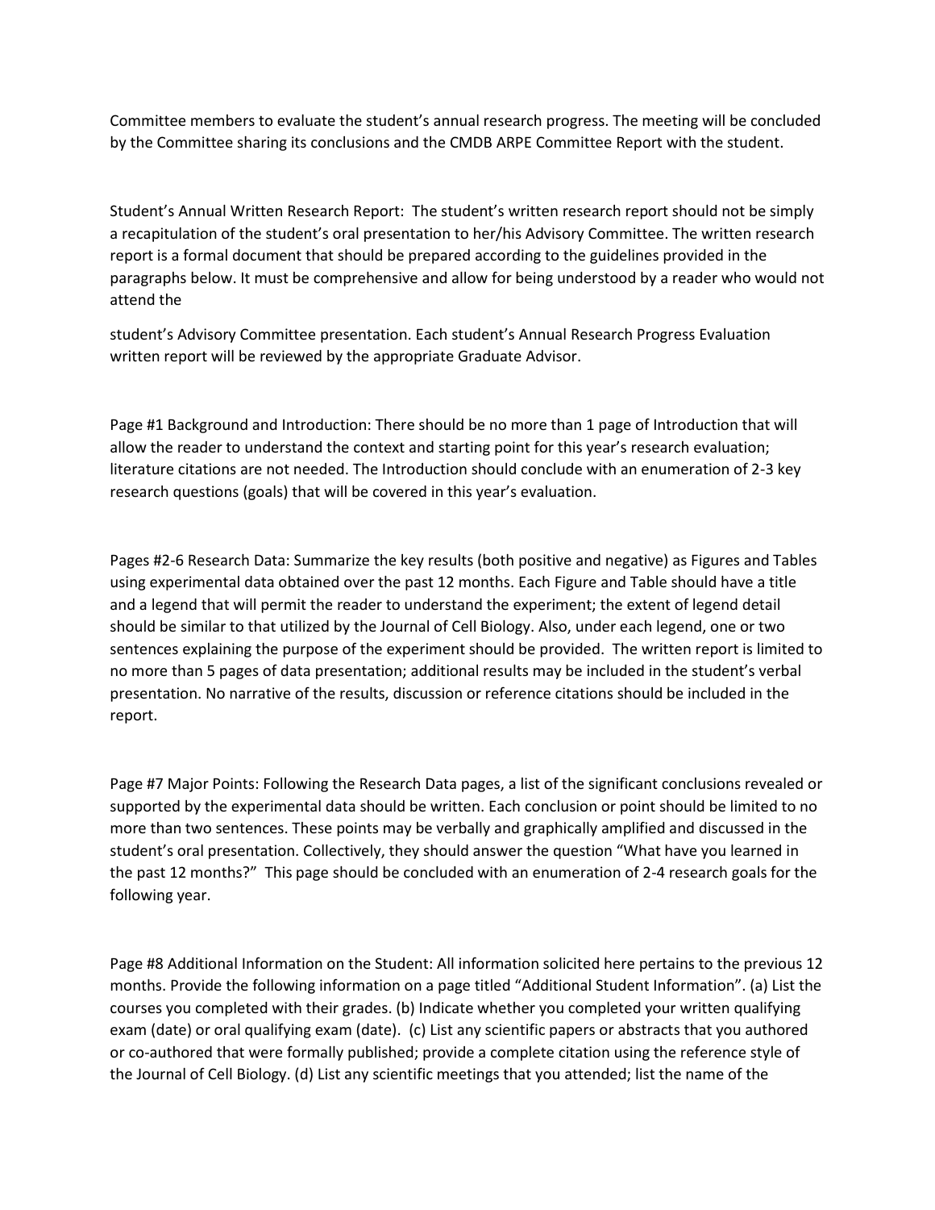Committee members to evaluate the student's annual research progress. The meeting will be concluded by the Committee sharing its conclusions and the CMDB ARPE Committee Report with the student.

Student's Annual Written Research Report: The student's written research report should not be simply a recapitulation of the student's oral presentation to her/his Advisory Committee. The written research report is a formal document that should be prepared according to the guidelines provided in the paragraphs below. It must be comprehensive and allow for being understood by a reader who would not attend the student's Advisory Committee presentation. Each student's Annual Research Progress Evaluation written report will be reviewed by the appropriate Graduate Advisor.

Page #1 Background and Introduction: There should be no more than 1 page of Introduction that will allow the reader to understand the context and starting point for this year's research evaluation; literature citations are not needed. The Introduction should conclude with an enumeration of 2-3 key research questions (goals) that will be covered in this year's evaluation.

Pages #2-6 Research Data: Summarize the key results (both positive and negative) as Figures and Tables using experimental data obtained over the past 12 months. Each Figure and Table should have a title and a legend that will permit the reader to understand the experiment; the extent of legend detail should be similar to that utilized by the Journal of Cell Biology. Also, under each legend, one or two sentences explaining the purpose of the experiment should be provided. The written report is limited to no more than 5 pages of data presentation; additional results may be included in the student's verbal presentation. No narrative of the results, discussion or reference citations should be included in the report.

Page #7 Major Points: Following the Research Data pages, a list of the significant conclusions revealed or supported by the experimental data should be written. Each conclusion or point should be limited to no more than two sentences. These points may be verbally and graphically amplified and discussed in the student's oral presentation. Collectively, they should answer the question "What have you learned in the past 12 months?" This page should be concluded with an enumeration of 2-4 research goals for the following year.

Page #8 Additional Information on the Student: All information solicited here pertains to the previous 12 months. Provide the following information on a page titled "Additional Student Information". (a) List the courses you completed with their grades. (b) Indicate whether you completed your written qualifying exam (date) or oral qualifying exam (date). (c) List any scientific papers or abstracts that you authored or co-authored that were formally published; provide a complete citation using the reference style of the Journal of Cell Biology. (d) List any scientific meetings that you attended; list the name of the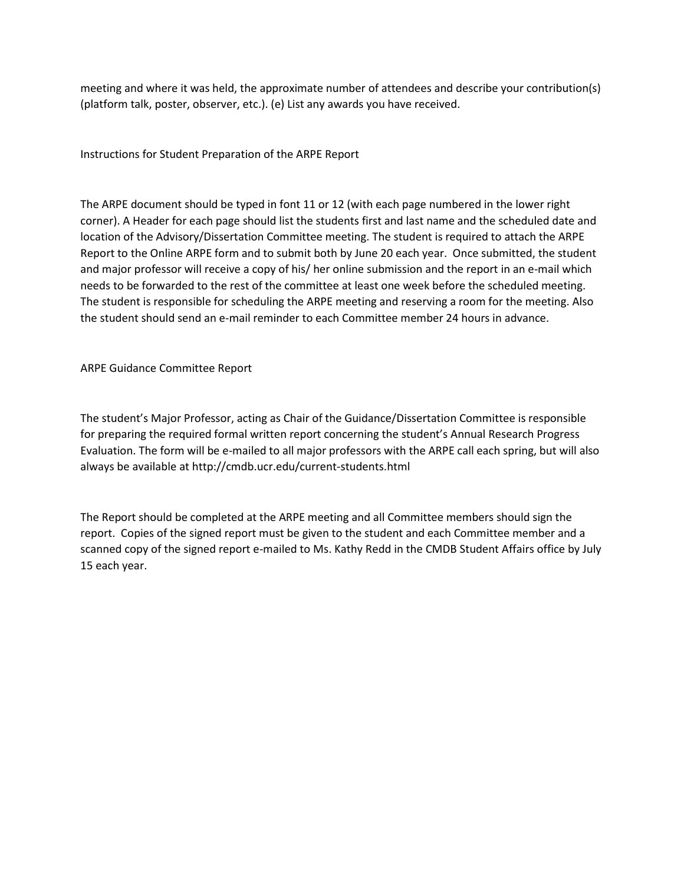meeting and where it was held, the approximate number of attendees and describe your contribution(s) (platform talk, poster, observer, etc.). (e) List any awards you have received.

## Instructions for Student Preparation of the ARPE Report

The ARPE document should be typed in font 11 or 12 (with each page numbered in the lower right corner). A Header for each page should list the students first and last name and the scheduled date and location of the Advisory/Dissertation Committee meeting. The student is required to attach the ARPE Report to the Online ARPE form and to submit both by June 20 each year. Once submitted, the student and major professor will receive a copy of his/ her online submission and the report in an e-mail which needs to be forwarded to the rest of the committee at least one week before the scheduled meeting. The student is responsible for scheduling the ARPE meeting and reserving a room for the meeting. Also the student should send an e-mail reminder to each Committee member 24 hours in advance.

## ARPE Guidance Committee Report

The student's Major Professor, acting as Chair of the Guidance/Dissertation Committee is responsible for preparing the required formal written report concerning the student's Annual Research Progress Evaluation. The form will be e-mailed to all major professors with the ARPE call each spring, but will also always be available at http://cmdb.ucr.edu/current-students.html

The Report should be completed at the ARPE meeting and all Committee members should sign the report. Copies of the signed report must be given to the student and each Committee member and a scanned copy of the signed report e-mailed to Ms. Kathy Redd in the CMDB Student Affairs office by July 15 each year.